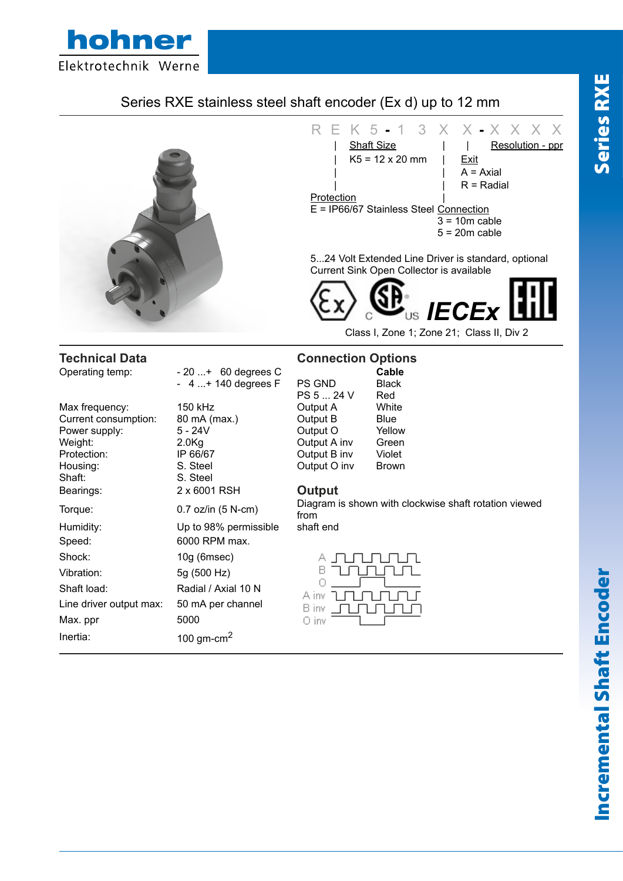hohner Elektrotechnik Werne

# Series RXE stainless steel shaft encoder (Ex d) up to 12 mm

R E K 5 - 1 3 X X - X X X X

Shaft Size
K5 = 12 x 20 mm

Resolution - ppr

Exit
A = Axial
R = Radial

Protection
E = IP66/67 Stainless Steel

Connection
3 = 10m cable
5 = 20m cable

5...24 Volt Extended Line Driver is standard, optional Current Sink Open Collector is available

IECEx

Class I, Zone 1; Zone 21; Class II, Div 2

## Technical Data

| | |
|---|---|
| Operating temp: | - 20 ...+ 60 degrees C<br>- 4 ...+ 140 degrees F |
| Max frequency: | 150 kHz |
| Current consumption: | 80 mA (max.) |
| Power supply: | 5 - 24V |
| Weight: | 2.0Kg |
| Protection: | IP 66/67 |
| Housing: | S. Steel |
| Shaft: | S. Steel |
| Bearings: | 2 x 6001 RSH |
| Torque: | 0.7 oz/in (5 N-cm) |
| Humidity: | Up to 98% permissible |
| Speed: | 6000 RPM max. |
| Shock: | 10g (6msec) |
| Vibration: | 5g (500 Hz) |
| Shaft load: | Radial / Axial 10 N |
| Line driver output max: | 50 mA per channel |
| Max. ppr | 5000 |
| Inertia: | 100 gm-cm$^2$ |

## Connection Options

| | Cable |
|---|---|
| PS GND | Black |
| PS 5 ... 24 V | Red |
| Output A | White |
| Output B | Blue |
| Output O | Yellow |
| Output A inv | Green |
| Output B inv | Violet |
| Output O inv | Brown |

## Output

Diagram is shown with clockwise shaft rotation viewed from shaft end

A
B
O
A inv
B inv
O inv

Series RXE

Incremental Shaft Encoder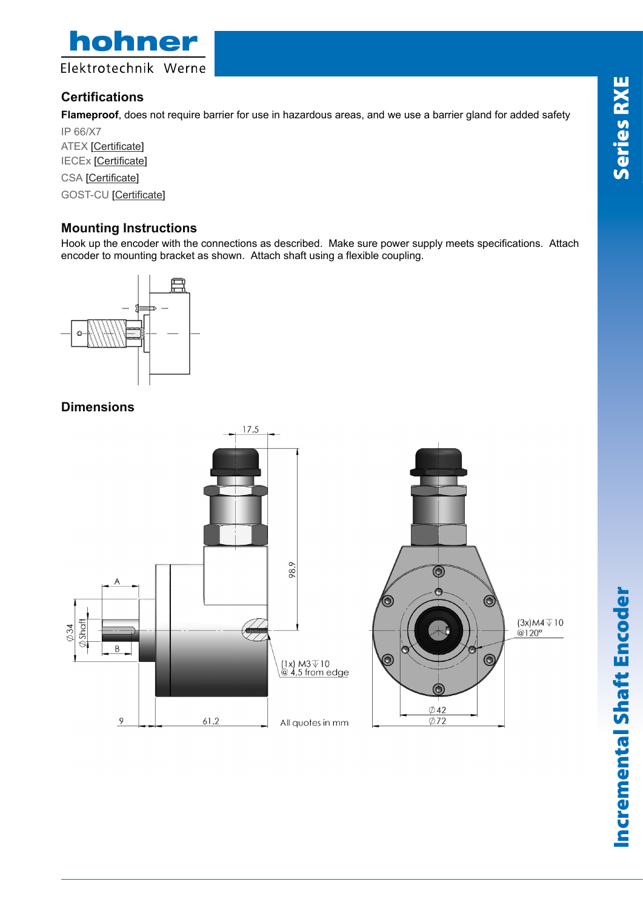## Certifications

**Flameproof**, does not require barrier for use in hazardous areas, and we use a barrier gland for added safety

IP 66/X7

ATEX [Certificate]

IECEx [Certificate]

CSA [Certificate]

GOST-CU [Certificate]

## Mounting Instructions

Hook up the encoder with the connections as described. Make sure power supply meets specifications. Attach encoder to mounting bracket as shown. Attach shaft using a flexible coupling.

## Dimensions

17.5

98.9

A

Ø34

Ø Shaft

B

(1x) M3 ⩔ 10
@ 4,5 from edge

9

61.2

All quotes in mm

(3x)M4 ⩔ 10
@120°

Ø42

Ø72